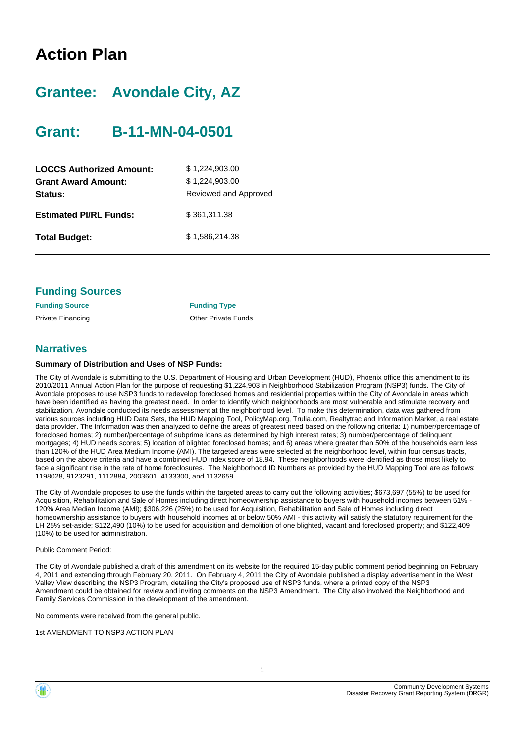# Action Plan

## Grantee: Avondale City, AZ

## Grant: B-11-MN-04-0501

| | |
|---|---|
| **LOCCS Authorized Amount:** | $ 1,224,903.00 |
| **Grant Award Amount:** | $ 1,224,903.00 |
| **Status:** | Reviewed and Approved |
| **Estimated PI/RL Funds:** | $ 361,311.38 |
| **Total Budget:** | $ 1,586,214.38 |

## Funding Sources

| **Funding Source** | **Funding Type** |
|---|---|
| Private Financing | Other Private Funds |

## Narratives

**Summary of Distribution and Uses of NSP Funds:**

The City of Avondale is submitting to the U.S. Department of Housing and Urban Development (HUD), Phoenix office this amendment to its 2010/2011 Annual Action Plan for the purpose of requesting $1,224,903 in Neighborhood Stabilization Program (NSP3) funds. The City of Avondale proposes to use NSP3 funds to redevelop foreclosed homes and residential properties within the City of Avondale in areas which have been identified as having the greatest need. In order to identify which neighborhoods are most vulnerable and stimulate recovery and stabilization, Avondale conducted its needs assessment at the neighborhood level. To make this determination, data was gathered from various sources including HUD Data Sets, the HUD Mapping Tool, PolicyMap.org, Trulia.com, Realtytrac and Information Market, a real estate data provider. The information was then analyzed to define the areas of greatest need based on the following criteria: 1) number/percentage of foreclosed homes; 2) number/percentage of subprime loans as determined by high interest rates; 3) number/percentage of delinquent mortgages; 4) HUD needs scores; 5) location of blighted foreclosed homes; and 6) areas where greater than 50% of the households earn less than 120% of the HUD Area Medium Income (AMI). The targeted areas were selected at the neighborhood level, within four census tracts, based on the above criteria and have a combined HUD index score of 18.94. These neighborhoods were identified as those most likely to face a significant rise in the rate of home foreclosures. The Neighborhood ID Numbers as provided by the HUD Mapping Tool are as follows: 1198028, 9123291, 1112884, 2003601, 4133300, and 1132659.

The City of Avondale proposes to use the funds within the targeted areas to carry out the following activities; $673,697 (55%) to be used for Acquisition, Rehabilitation and Sale of Homes including direct homeownership assistance to buyers with household incomes between 51% - 120% Area Median Income (AMI); $306,226 (25%) to be used for Acquisition, Rehabilitation and Sale of Homes including direct homeownership assistance to buyers with household incomes at or below 50% AMI - this activity will satisfy the statutory requirement for the LH 25% set-aside; $122,490 (10%) to be used for acquisition and demolition of one blighted, vacant and foreclosed property; and $122,409 (10%) to be used for administration.

Public Comment Period:

The City of Avondale published a draft of this amendment on its website for the required 15-day public comment period beginning on February 4, 2011 and extending through February 20, 2011. On February 4, 2011 the City of Avondale published a display advertisement in the West Valley View describing the NSP3 Program, detailing the City's proposed use of NSP3 funds, where a printed copy of the NSP3 Amendment could be obtained for review and inviting comments on the NSP3 Amendment. The City also involved the Neighborhood and Family Services Commission in the development of the amendment.

No comments were received from the general public.

1st AMENDMENT TO NSP3 ACTION PLAN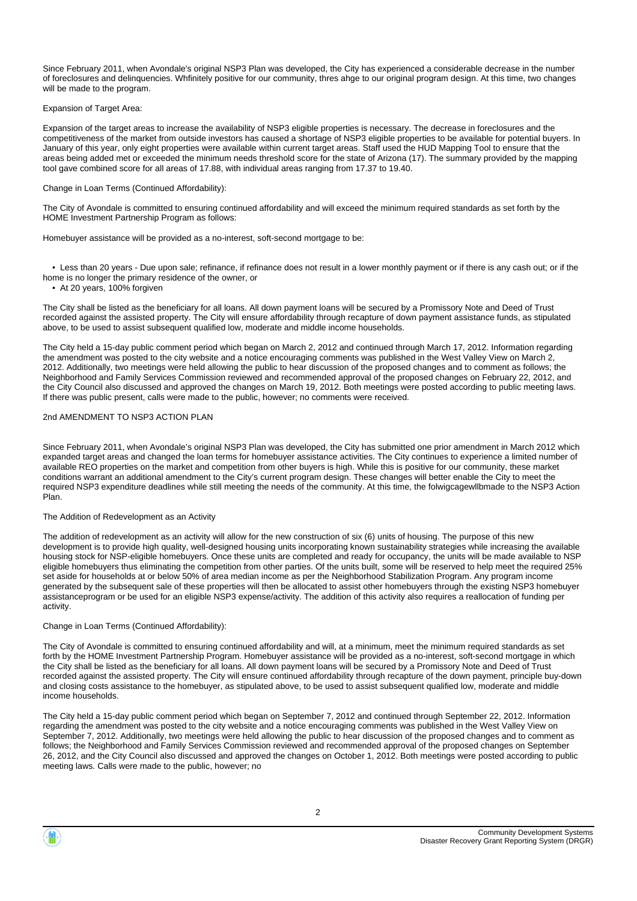Since February 2011, when Avondale's original NSP3 Plan was developed, the City has experienced a considerable decrease in the number of foreclosures and delinquencies. Whfinitely positive for our community, thres ahge to our original program design. At this time, two changes will be made to the program.

Expansion of Target Area:

Expansion of the target areas to increase the availability of NSP3 eligible properties is necessary. The decrease in foreclosures and the competitiveness of the market from outside investors has caused a shortage of NSP3 eligible properties to be available for potential buyers. In January of this year, only eight properties were available within current target areas. Staff used the HUD Mapping Tool to ensure that the areas being added met or exceeded the minimum needs threshold score for the state of Arizona (17). The summary provided by the mapping tool gave combined score for all areas of 17.88, with individual areas ranging from 17.37 to 19.40.

Change in Loan Terms (Continued Affordability):

The City of Avondale is committed to ensuring continued affordability and will exceed the minimum required standards as set forth by the HOME Investment Partnership Program as follows:

Homebuyer assistance will be provided as a no-interest, soft-second mortgage to be:

- Less than 20 years - Due upon sale; refinance, if refinance does not result in a lower monthly payment or if there is any cash out; or if the home is no longer the primary residence of the owner, or
- At 20 years, 100% forgiven

The City shall be listed as the beneficiary for all loans. All down payment loans will be secured by a Promissory Note and Deed of Trust recorded against the assisted property. The City will ensure affordability through recapture of down payment assistance funds, as stipulated above, to be used to assist subsequent qualified low, moderate and middle income households.

The City held a 15-day public comment period which began on March 2, 2012 and continued through March 17, 2012. Information regarding the amendment was posted to the city website and a notice encouraging comments was published in the West Valley View on March 2, 2012. Additionally, two meetings were held allowing the public to hear discussion of the proposed changes and to comment as follows; the Neighborhood and Family Services Commission reviewed and recommended approval of the proposed changes on February 22, 2012, and the City Council also discussed and approved the changes on March 19, 2012. Both meetings were posted according to public meeting laws. If there was public present, calls were made to the public, however; no comments were received.

2nd AMENDMENT TO NSP3 ACTION PLAN

Since February 2011, when Avondale's original NSP3 Plan was developed, the City has submitted one prior amendment in March 2012 which expanded target areas and changed the loan terms for homebuyer assistance activities. The City continues to experience a limited number of available REO properties on the market and competition from other buyers is high. While this is positive for our community, these market conditions warrant an additional amendment to the City's current program design. These changes will better enable the City to meet the required NSP3 expenditure deadlines while still meeting the needs of the community. At this time, the folwigcagewllbmade to the NSP3 Action Plan.

The Addition of Redevelopment as an Activity

The addition of redevelopment as an activity will allow for the new construction of six (6) units of housing. The purpose of this new development is to provide high quality, well-designed housing units incorporating known sustainability strategies while increasing the available housing stock for NSP-eligible homebuyers. Once these units are completed and ready for occupancy, the units will be made available to NSP eligible homebuyers thus eliminating the competition from other parties. Of the units built, some will be reserved to help meet the required 25% set aside for households at or below 50% of area median income as per the Neighborhood Stabilization Program. Any program income generated by the subsequent sale of these properties will then be allocated to assist other homebuyers through the existing NSP3 homebuyer assistanceprogram or be used for an eligible NSP3 expense/activity. The addition of this activity also requires a reallocation of funding per activity.

Change in Loan Terms (Continued Affordability):

The City of Avondale is committed to ensuring continued affordability and will, at a minimum, meet the minimum required standards as set forth by the HOME Investment Partnership Program. Homebuyer assistance will be provided as a no-interest, soft-second mortgage in which the City shall be listed as the beneficiary for all loans. All down payment loans will be secured by a Promissory Note and Deed of Trust recorded against the assisted property. The City will ensure continued affordability through recapture of the down payment, principle buy-down and closing costs assistance to the homebuyer, as stipulated above, to be used to assist subsequent qualified low, moderate and middle income households.

The City held a 15-day public comment period which began on September 7, 2012 and continued through September 22, 2012. Information regarding the amendment was posted to the city website and a notice encouraging comments was published in the West Valley View on September 7, 2012. Additionally, two meetings were held allowing the public to hear discussion of the proposed changes and to comment as follows; the Neighborhood and Family Services Commission reviewed and recommended approval of the proposed changes on September 26, 2012, and the City Council also discussed and approved the changes on October 1, 2012. Both meetings were posted according to public meeting laws. Calls were made to the public, however; no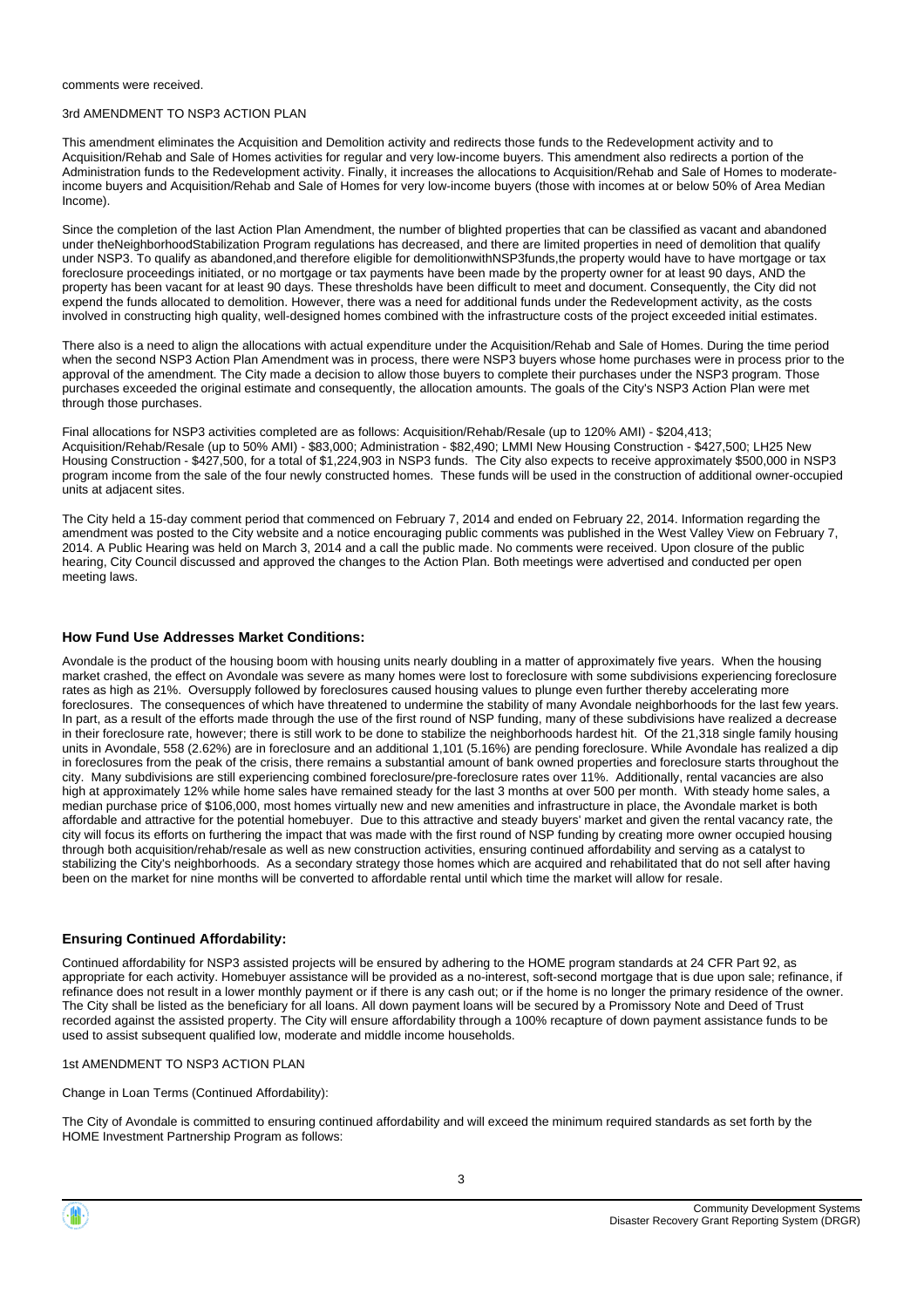comments were received.

3rd AMENDMENT TO NSP3 ACTION PLAN

This amendment eliminates the Acquisition and Demolition activity and redirects those funds to the Redevelopment activity and to Acquisition/Rehab and Sale of Homes activities for regular and very low-income buyers. This amendment also redirects a portion of the Administration funds to the Redevelopment activity. Finally, it increases the allocations to Acquisition/Rehab and Sale of Homes to moderate-income buyers and Acquisition/Rehab and Sale of Homes for very low-income buyers (those with incomes at or below 50% of Area Median Income).

Since the completion of the last Action Plan Amendment, the number of blighted properties that can be classified as vacant and abandoned under theNeighborhoodStabilization Program regulations has decreased, and there are limited properties in need of demolition that qualify under NSP3. To qualify as abandoned,and therefore eligible for demolitionwithNSP3funds,the property would have to have mortgage or tax foreclosure proceedings initiated, or no mortgage or tax payments have been made by the property owner for at least 90 days, AND the property has been vacant for at least 90 days. These thresholds have been difficult to meet and document. Consequently, the City did not expend the funds allocated to demolition. However, there was a need for additional funds under the Redevelopment activity, as the costs involved in constructing high quality, well-designed homes combined with the infrastructure costs of the project exceeded initial estimates.

There also is a need to align the allocations with actual expenditure under the Acquisition/Rehab and Sale of Homes. During the time period when the second NSP3 Action Plan Amendment was in process, there were NSP3 buyers whose home purchases were in process prior to the approval of the amendment. The City made a decision to allow those buyers to complete their purchases under the NSP3 program. Those purchases exceeded the original estimate and consequently, the allocation amounts. The goals of the City's NSP3 Action Plan were met through those purchases.

Final allocations for NSP3 activities completed are as follows: Acquisition/Rehab/Resale (up to 120% AMI) - $204,413; Acquisition/Rehab/Resale (up to 50% AMI) - $83,000; Administration - $82,490; LMMI New Housing Construction - $427,500; LH25 New Housing Construction - $427,500, for a total of $1,224,903 in NSP3 funds. The City also expects to receive approximately $500,000 in NSP3 program income from the sale of the four newly constructed homes. These funds will be used in the construction of additional owner-occupied units at adjacent sites.

The City held a 15-day comment period that commenced on February 7, 2014 and ended on February 22, 2014. Information regarding the amendment was posted to the City website and a notice encouraging public comments was published in the West Valley View on February 7, 2014. A Public Hearing was held on March 3, 2014 and a call the public made. No comments were received. Upon closure of the public hearing, City Council discussed and approved the changes to the Action Plan. Both meetings were advertised and conducted per open meeting laws.

## How Fund Use Addresses Market Conditions:

Avondale is the product of the housing boom with housing units nearly doubling in a matter of approximately five years. When the housing market crashed, the effect on Avondale was severe as many homes were lost to foreclosure with some subdivisions experiencing foreclosure rates as high as 21%. Oversupply followed by foreclosures caused housing values to plunge even further thereby accelerating more foreclosures. The consequences of which have threatened to undermine the stability of many Avondale neighborhoods for the last few years. In part, as a result of the efforts made through the use of the first round of NSP funding, many of these subdivisions have realized a decrease in their foreclosure rate, however; there is still work to be done to stabilize the neighborhoods hardest hit. Of the 21,318 single family housing units in Avondale, 558 (2.62%) are in foreclosure and an additional 1,101 (5.16%) are pending foreclosure. While Avondale has realized a dip in foreclosures from the peak of the crisis, there remains a substantial amount of bank owned properties and foreclosure starts throughout the city. Many subdivisions are still experiencing combined foreclosure/pre-foreclosure rates over 11%. Additionally, rental vacancies are also high at approximately 12% while home sales have remained steady for the last 3 months at over 500 per month. With steady home sales, a median purchase price of $106,000, most homes virtually new and new amenities and infrastructure in place, the Avondale market is both affordable and attractive for the potential homebuyer. Due to this attractive and steady buyers' market and given the rental vacancy rate, the city will focus its efforts on furthering the impact that was made with the first round of NSP funding by creating more owner occupied housing through both acquisition/rehab/resale as well as new construction activities, ensuring continued affordability and serving as a catalyst to stabilizing the City's neighborhoods. As a secondary strategy those homes which are acquired and rehabilitated that do not sell after having been on the market for nine months will be converted to affordable rental until which time the market will allow for resale.

## Ensuring Continued Affordability:

Continued affordability for NSP3 assisted projects will be ensured by adhering to the HOME program standards at 24 CFR Part 92, as appropriate for each activity. Homebuyer assistance will be provided as a no-interest, soft-second mortgage that is due upon sale; refinance, if refinance does not result in a lower monthly payment or if there is any cash out; or if the home is no longer the primary residence of the owner. The City shall be listed as the beneficiary for all loans. All down payment loans will be secured by a Promissory Note and Deed of Trust recorded against the assisted property. The City will ensure affordability through a 100% recapture of down payment assistance funds to be used to assist subsequent qualified low, moderate and middle income households.

1st AMENDMENT TO NSP3 ACTION PLAN

Change in Loan Terms (Continued Affordability):

The City of Avondale is committed to ensuring continued affordability and will exceed the minimum required standards as set forth by the HOME Investment Partnership Program as follows: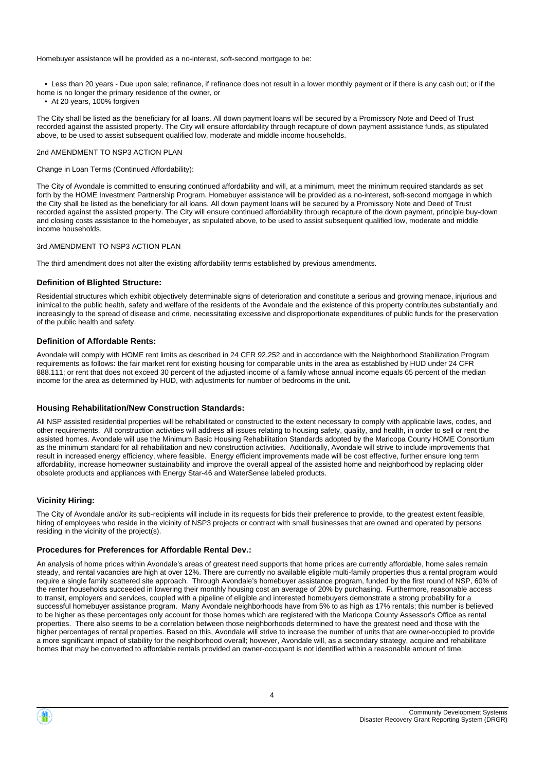Homebuyer assistance will be provided as a no-interest, soft-second mortgage to be:

- Less than 20 years - Due upon sale; refinance, if refinance does not result in a lower monthly payment or if there is any cash out; or if the home is no longer the primary residence of the owner, or
- At 20 years, 100% forgiven

The City shall be listed as the beneficiary for all loans. All down payment loans will be secured by a Promissory Note and Deed of Trust recorded against the assisted property. The City will ensure affordability through recapture of down payment assistance funds, as stipulated above, to be used to assist subsequent qualified low, moderate and middle income households.

2nd AMENDMENT TO NSP3 ACTION PLAN

Change in Loan Terms (Continued Affordability):

The City of Avondale is committed to ensuring continued affordability and will, at a minimum, meet the minimum required standards as set forth by the HOME Investment Partnership Program. Homebuyer assistance will be provided as a no-interest, soft-second mortgage in which the City shall be listed as the beneficiary for all loans. All down payment loans will be secured by a Promissory Note and Deed of Trust recorded against the assisted property. The City will ensure continued affordability through recapture of the down payment, principle buy-down and closing costs assistance to the homebuyer, as stipulated above, to be used to assist subsequent qualified low, moderate and middle income households.

3rd AMENDMENT TO NSP3 ACTION PLAN

The third amendment does not alter the existing affordability terms established by previous amendments.

### Definition of Blighted Structure:

Residential structures which exhibit objectively determinable signs of deterioration and constitute a serious and growing menace, injurious and inimical to the public health, safety and welfare of the residents of the Avondale and the existence of this property contributes substantially and increasingly to the spread of disease and crime, necessitating excessive and disproportionate expenditures of public funds for the preservation of the public health and safety.

### Definition of Affordable Rents:

Avondale will comply with HOME rent limits as described in 24 CFR 92.252 and in accordance with the Neighborhood Stabilization Program requirements as follows: the fair market rent for existing housing for comparable units in the area as established by HUD under 24 CFR 888.111; or rent that does not exceed 30 percent of the adjusted income of a family whose annual income equals 65 percent of the median income for the area as determined by HUD, with adjustments for number of bedrooms in the unit.

### Housing Rehabilitation/New Construction Standards:

All NSP assisted residential properties will be rehabilitated or constructed to the extent necessary to comply with applicable laws, codes, and other requirements. All construction activities will address all issues relating to housing safety, quality, and health, in order to sell or rent the assisted homes. Avondale will use the Minimum Basic Housing Rehabilitation Standards adopted by the Maricopa County HOME Consortium as the minimum standard for all rehabilitation and new construction activities. Additionally, Avondale will strive to include improvements that result in increased energy efficiency, where feasible. Energy efficient improvements made will be cost effective, further ensure long term affordability, increase homeowner sustainability and improve the overall appeal of the assisted home and neighborhood by replacing older obsolete products and appliances with Energy Star-46 and WaterSense labeled products.

### Vicinity Hiring:

The City of Avondale and/or its sub-recipients will include in its requests for bids their preference to provide, to the greatest extent feasible, hiring of employees who reside in the vicinity of NSP3 projects or contract with small businesses that are owned and operated by persons residing in the vicinity of the project(s).

### Procedures for Preferences for Affordable Rental Dev.:

An analysis of home prices within Avondale's areas of greatest need supports that home prices are currently affordable, home sales remain steady, and rental vacancies are high at over 12%. There are currently no available eligible multi-family properties thus a rental program would require a single family scattered site approach. Through Avondale's homebuyer assistance program, funded by the first round of NSP, 60% of the renter households succeeded in lowering their monthly housing cost an average of 20% by purchasing. Furthermore, reasonable access to transit, employers and services, coupled with a pipeline of eligible and interested homebuyers demonstrate a strong probability for a successful homebuyer assistance program. Many Avondale neighborhoods have from 5% to as high as 17% rentals; this number is believed to be higher as these percentages only account for those homes which are registered with the Maricopa County Assessor's Office as rental properties. There also seems to be a correlation between those neighborhoods determined to have the greatest need and those with the higher percentages of rental properties. Based on this, Avondale will strive to increase the number of units that are owner-occupied to provide a more significant impact of stability for the neighborhood overall; however, Avondale will, as a secondary strategy, acquire and rehabilitate homes that may be converted to affordable rentals provided an owner-occupant is not identified within a reasonable amount of time.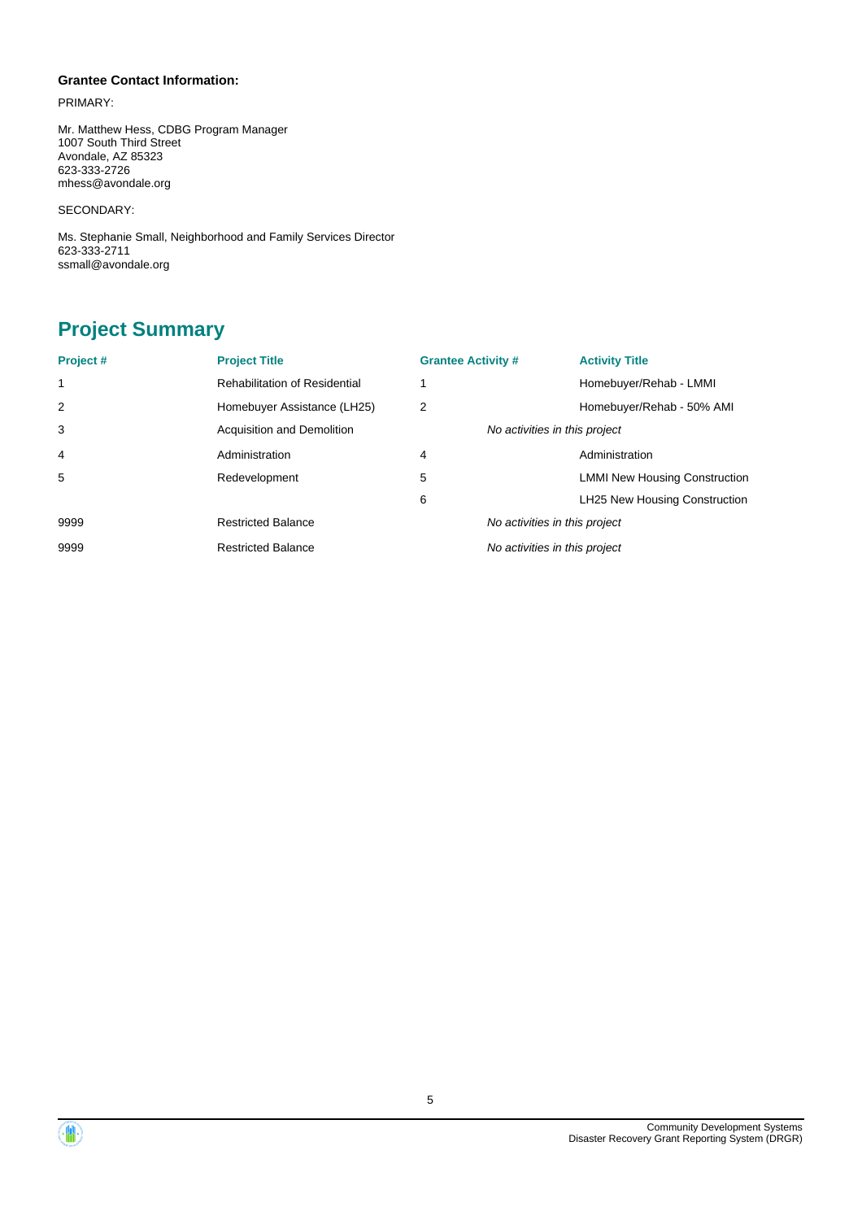**Grantee Contact Information:**

PRIMARY:

Mr. Matthew Hess, CDBG Program Manager
1007 South Third Street
Avondale, AZ 85323
623-333-2726
mhess@avondale.org

SECONDARY:

Ms. Stephanie Small, Neighborhood and Family Services Director
623-333-2711
ssmall@avondale.org

## Project Summary

| Project # | Project Title | Grantee Activity # | Activity Title |
|---|---|---|---|
| 1 | Rehabilitation of Residential | 1 | Homebuyer/Rehab - LMMI |
| 2 | Homebuyer Assistance (LH25) | 2 | Homebuyer/Rehab - 50% AMI |
| 3 | Acquisition and Demolition | *No activities in this project* | |
| 4 | Administration | 4 | Administration |
| 5 | Redevelopment | 5 | LMMI New Housing Construction |
| | | 6 | LH25 New Housing Construction |
| 9999 | Restricted Balance | *No activities in this project* | |
| 9999 | Restricted Balance | *No activities in this project* | |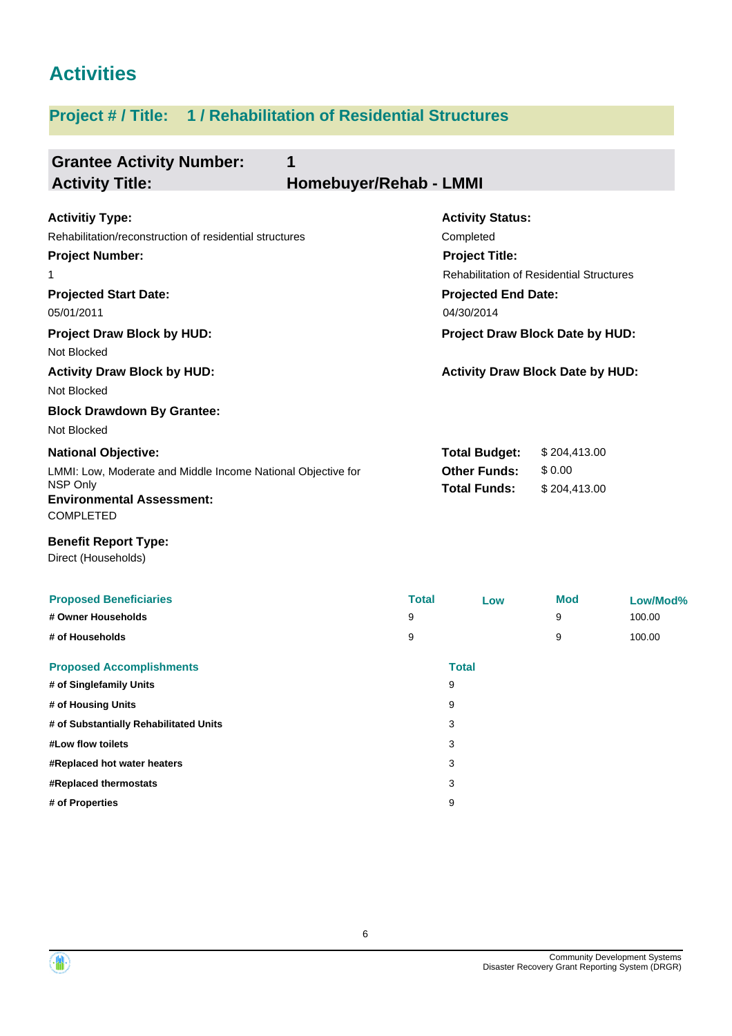# Activities

## Project # / Title: 1 / Rehabilitation of Residential Structures

**Grantee Activity Number:** 1
**Activity Title:** Homebuyer/Rehab - LMMI

**Activitiy Type:**
Rehabilitation/reconstruction of residential structures

**Activity Status:**
Completed

**Project Number:**
1

**Project Title:**
Rehabilitation of Residential Structures

**Projected Start Date:**
05/01/2011

**Projected End Date:**
04/30/2014

**Project Draw Block by HUD:**
Not Blocked

**Project Draw Block Date by HUD:**

**Activity Draw Block by HUD:**
Not Blocked

**Activity Draw Block Date by HUD:**

**Block Drawdown By Grantee:**
Not Blocked

**National Objective:**
LMMI: Low, Moderate and Middle Income National Objective for NSP Only

**Total Budget:** $ 204,413.00
**Other Funds:** $ 0.00
**Total Funds:** $ 204,413.00

**Environmental Assessment:**
COMPLETED

**Benefit Report Type:**
Direct (Households)

| Proposed Beneficiaries | Total | Low | Mod | Low/Mod% |
|---|---|---|---|---|
| # Owner Households | 9 | | 9 | 100.00 |
| # of Households | 9 | | 9 | 100.00 |

| Proposed Accomplishments | Total |
|---|---|
| # of Singlefamily Units | 9 |
| # of Housing Units | 9 |
| # of Substantially Rehabilitated Units | 3 |
| #Low flow toilets | 3 |
| #Replaced hot water heaters | 3 |
| #Replaced thermostats | 3 |
| # of Properties | 9 |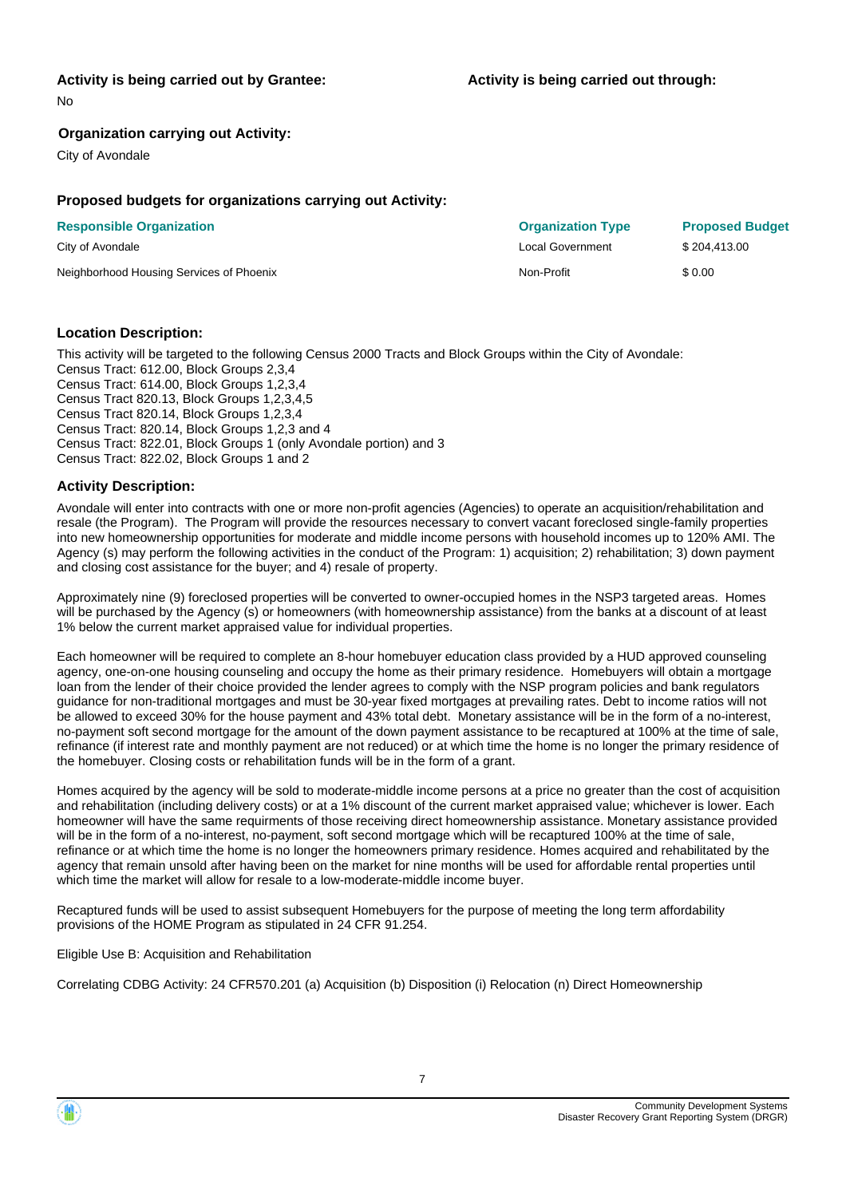**Activity is being carried out by Grantee:**

No

**Activity is being carried out through:**

**Organization carrying out Activity:**

City of Avondale

**Proposed budgets for organizations carrying out Activity:**

| Responsible Organization | Organization Type | Proposed Budget |
|---|---|---|
| City of Avondale | Local Government | $ 204,413.00 |
| Neighborhood Housing Services of Phoenix | Non-Profit | $ 0.00 |

**Location Description:**

This activity will be targeted to the following Census 2000 Tracts and Block Groups within the City of Avondale:
Census Tract: 612.00, Block Groups 2,3,4
Census Tract: 614.00, Block Groups 1,2,3,4
Census Tract 820.13, Block Groups 1,2,3,4,5
Census Tract 820.14, Block Groups 1,2,3,4
Census Tract: 820.14, Block Groups 1,2,3 and 4
Census Tract: 822.01, Block Groups 1 (only Avondale portion) and 3
Census Tract: 822.02, Block Groups 1 and 2

**Activity Description:**

Avondale will enter into contracts with one or more non-profit agencies (Agencies) to operate an acquisition/rehabilitation and resale (the Program). The Program will provide the resources necessary to convert vacant foreclosed single-family properties into new homeownership opportunities for moderate and middle income persons with household incomes up to 120% AMI. The Agency (s) may perform the following activities in the conduct of the Program: 1) acquisition; 2) rehabilitation; 3) down payment and closing cost assistance for the buyer; and 4) resale of property.

Approximately nine (9) foreclosed properties will be converted to owner-occupied homes in the NSP3 targeted areas. Homes will be purchased by the Agency (s) or homeowners (with homeownership assistance) from the banks at a discount of at least 1% below the current market appraised value for individual properties.

Each homeowner will be required to complete an 8-hour homebuyer education class provided by a HUD approved counseling agency, one-on-one housing counseling and occupy the home as their primary residence. Homebuyers will obtain a mortgage loan from the lender of their choice provided the lender agrees to comply with the NSP program policies and bank regulators guidance for non-traditional mortgages and must be 30-year fixed mortgages at prevailing rates. Debt to income ratios will not be allowed to exceed 30% for the house payment and 43% total debt. Monetary assistance will be in the form of a no-interest, no-payment soft second mortgage for the amount of the down payment assistance to be recaptured at 100% at the time of sale, refinance (if interest rate and monthly payment are not reduced) or at which time the home is no longer the primary residence of the homebuyer. Closing costs or rehabilitation funds will be in the form of a grant.

Homes acquired by the agency will be sold to moderate-middle income persons at a price no greater than the cost of acquisition and rehabilitation (including delivery costs) or at a 1% discount of the current market appraised value; whichever is lower. Each homeowner will have the same requirments of those receiving direct homeownership assistance. Monetary assistance provided will be in the form of a no-interest, no-payment, soft second mortgage which will be recaptured 100% at the time of sale, refinance or at which time the home is no longer the homeowners primary residence. Homes acquired and rehabilitated by the agency that remain unsold after having been on the market for nine months will be used for affordable rental properties until which time the market will allow for resale to a low-moderate-middle income buyer.

Recaptured funds will be used to assist subsequent Homebuyers for the purpose of meeting the long term affordability provisions of the HOME Program as stipulated in 24 CFR 91.254.

Eligible Use B: Acquisition and Rehabilitation

Correlating CDBG Activity: 24 CFR570.201 (a) Acquisition (b) Disposition (i) Relocation (n) Direct Homeownership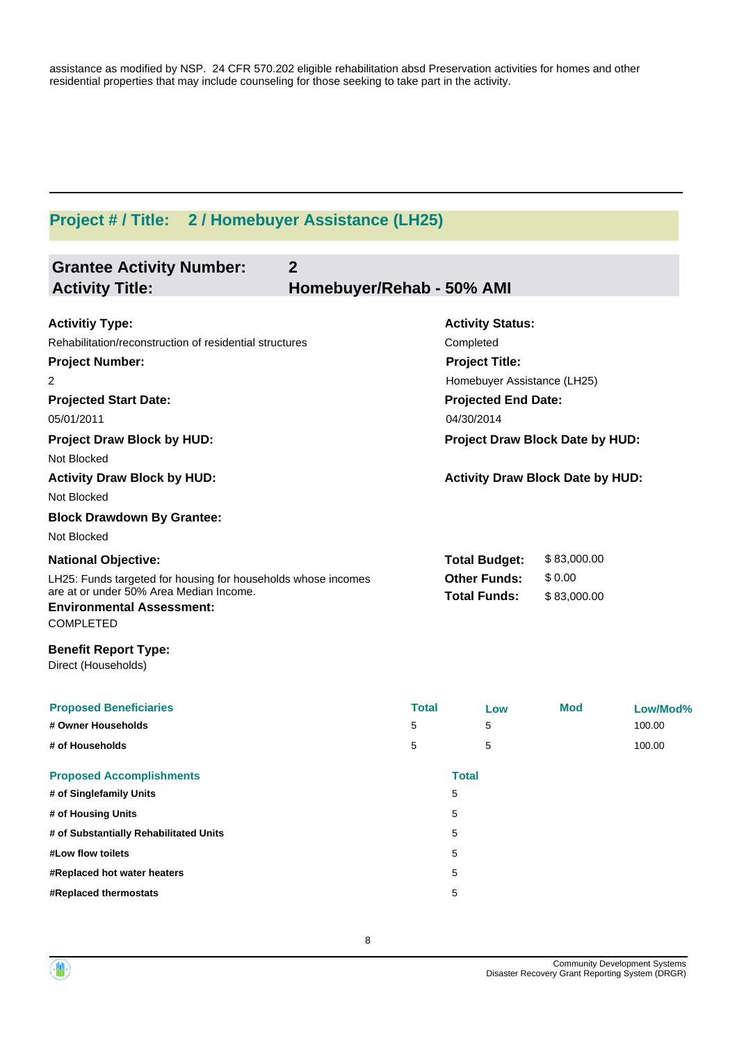assistance as modified by NSP. 24 CFR 570.202 eligible rehabilitation absd Preservation activities for homes and other residential properties that may include counseling for those seeking to take part in the activity.

---

## Project # / Title: 2 / Homebuyer Assistance (LH25)

### Grantee Activity Number: 2
### Activity Title: Homebuyer/Rehab - 50% AMI

**Activitiy Type:**
Rehabilitation/reconstruction of residential structures

**Activity Status:**
Completed

**Project Number:**
2

**Project Title:**
Homebuyer Assistance (LH25)

**Projected Start Date:**
05/01/2011

**Projected End Date:**
04/30/2014

**Project Draw Block by HUD:**
Not Blocked

**Project Draw Block Date by HUD:**

**Activity Draw Block by HUD:**
Not Blocked

**Activity Draw Block Date by HUD:**

**Block Drawdown By Grantee:**
Not Blocked

**National Objective:**
LH25: Funds targeted for housing for households whose incomes are at or under 50% Area Median Income.

**Total Budget:** $ 83,000.00
**Other Funds:** $ 0.00
**Total Funds:** $ 83,000.00

**Environmental Assessment:**
COMPLETED

**Benefit Report Type:**
Direct (Households)

| Proposed Beneficiaries | Total | Low | Mod | Low/Mod% |
|---|---|---|---|---|
| # Owner Households | 5 | 5 | | 100.00 |
| # of Households | 5 | 5 | | 100.00 |

| Proposed Accomplishments | Total |
|---|---|
| # of Singlefamily Units | 5 |
| # of Housing Units | 5 |
| # of Substantially Rehabilitated Units | 5 |
| #Low flow toilets | 5 |
| #Replaced hot water heaters | 5 |
| #Replaced thermostats | 5 |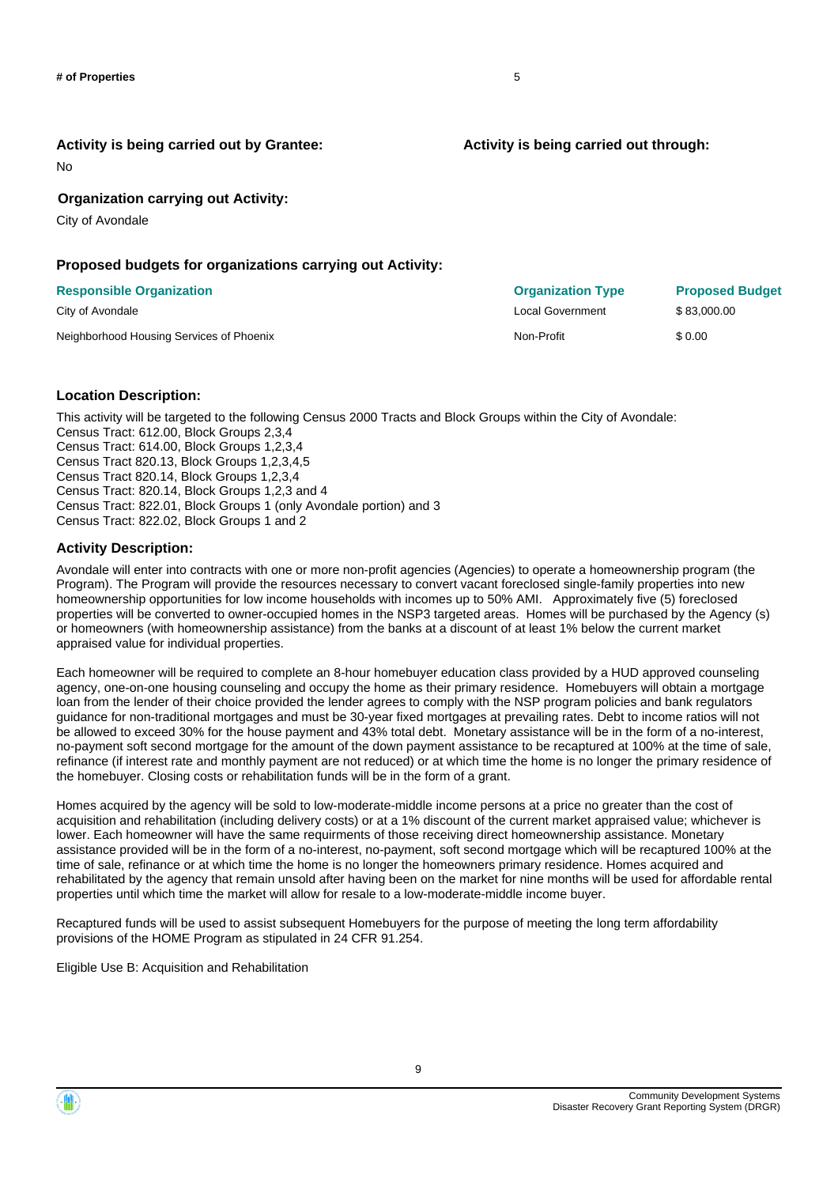**# of Properties** 5

**Activity is being carried out by Grantee:**

No

**Activity is being carried out through:**

**Organization carrying out Activity:**

City of Avondale

**Proposed budgets for organizations carrying out Activity:**

| Responsible Organization | Organization Type | Proposed Budget |
|---|---|---|
| City of Avondale | Local Government | $ 83,000.00 |
| Neighborhood Housing Services of Phoenix | Non-Profit | $ 0.00 |

**Location Description:**

This activity will be targeted to the following Census 2000 Tracts and Block Groups within the City of Avondale:
Census Tract: 612.00, Block Groups 2,3,4
Census Tract: 614.00, Block Groups 1,2,3,4
Census Tract 820.13, Block Groups 1,2,3,4,5
Census Tract 820.14, Block Groups 1,2,3,4
Census Tract: 820.14, Block Groups 1,2,3 and 4
Census Tract: 822.01, Block Groups 1 (only Avondale portion) and 3
Census Tract: 822.02, Block Groups 1 and 2

**Activity Description:**

Avondale will enter into contracts with one or more non-profit agencies (Agencies) to operate a homeownership program (the Program). The Program will provide the resources necessary to convert vacant foreclosed single-family properties into new homeownership opportunities for low income households with incomes up to 50% AMI. Approximately five (5) foreclosed properties will be converted to owner-occupied homes in the NSP3 targeted areas. Homes will be purchased by the Agency (s) or homeowners (with homeownership assistance) from the banks at a discount of at least 1% below the current market appraised value for individual properties.

Each homeowner will be required to complete an 8-hour homebuyer education class provided by a HUD approved counseling agency, one-on-one housing counseling and occupy the home as their primary residence. Homebuyers will obtain a mortgage loan from the lender of their choice provided the lender agrees to comply with the NSP program policies and bank regulators guidance for non-traditional mortgages and must be 30-year fixed mortgages at prevailing rates. Debt to income ratios will not be allowed to exceed 30% for the house payment and 43% total debt. Monetary assistance will be in the form of a no-interest, no-payment soft second mortgage for the amount of the down payment assistance to be recaptured at 100% at the time of sale, refinance (if interest rate and monthly payment are not reduced) or at which time the home is no longer the primary residence of the homebuyer. Closing costs or rehabilitation funds will be in the form of a grant.

Homes acquired by the agency will be sold to low-moderate-middle income persons at a price no greater than the cost of acquisition and rehabilitation (including delivery costs) or at a 1% discount of the current market appraised value; whichever is lower. Each homeowner will have the same requirments of those receiving direct homeownership assistance. Monetary assistance provided will be in the form of a no-interest, no-payment, soft second mortgage which will be recaptured 100% at the time of sale, refinance or at which time the home is no longer the homeowners primary residence. Homes acquired and rehabilitated by the agency that remain unsold after having been on the market for nine months will be used for affordable rental properties until which time the market will allow for resale to a low-moderate-middle income buyer.

Recaptured funds will be used to assist subsequent Homebuyers for the purpose of meeting the long term affordability provisions of the HOME Program as stipulated in 24 CFR 91.254.

Eligible Use B: Acquisition and Rehabilitation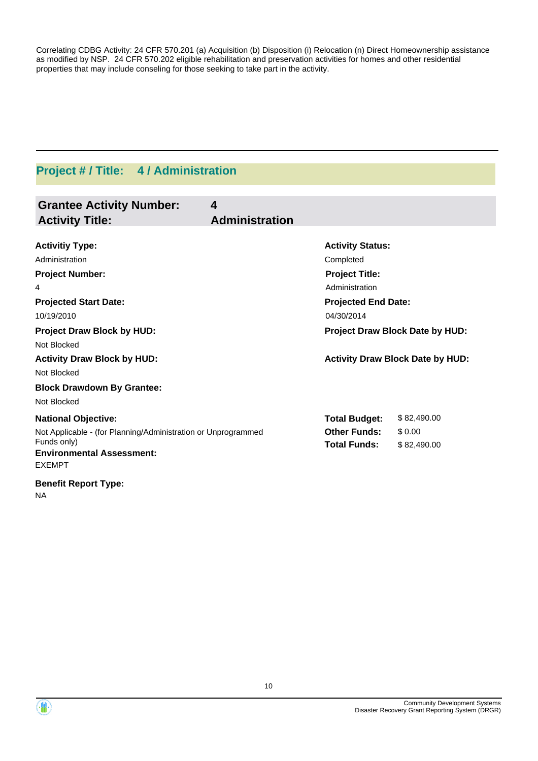Correlating CDBG Activity: 24 CFR 570.201 (a) Acquisition (b) Disposition (i) Relocation (n) Direct Homeownership assistance as modified by NSP.  24 CFR 570.202 eligible rehabilitation and preservation activities for homes and other residential properties that may include conseling for those seeking to take part in the activity.

---

## Project # / Title: 4 / Administration

### Grantee Activity Number: 4
### Activity Title: Administration

**Activitiy Type:**
Administration

**Activity Status:**
Completed

**Project Number:**
4

**Project Title:**
Administration

**Projected Start Date:**
10/19/2010

**Projected End Date:**
04/30/2014

**Project Draw Block by HUD:**
Not Blocked

**Project Draw Block Date by HUD:**

**Activity Draw Block by HUD:**
Not Blocked

**Activity Draw Block Date by HUD:**

**Block Drawdown By Grantee:**
Not Blocked

**National Objective:**
Not Applicable - (for Planning/Administration or Unprogrammed Funds only)

| | |
|---|---|
| **Total Budget:** | $ 82,490.00 |
| **Other Funds:** | $ 0.00 |
| **Total Funds:** | $ 82,490.00 |

**Environmental Assessment:**
EXEMPT

**Benefit Report Type:**
NA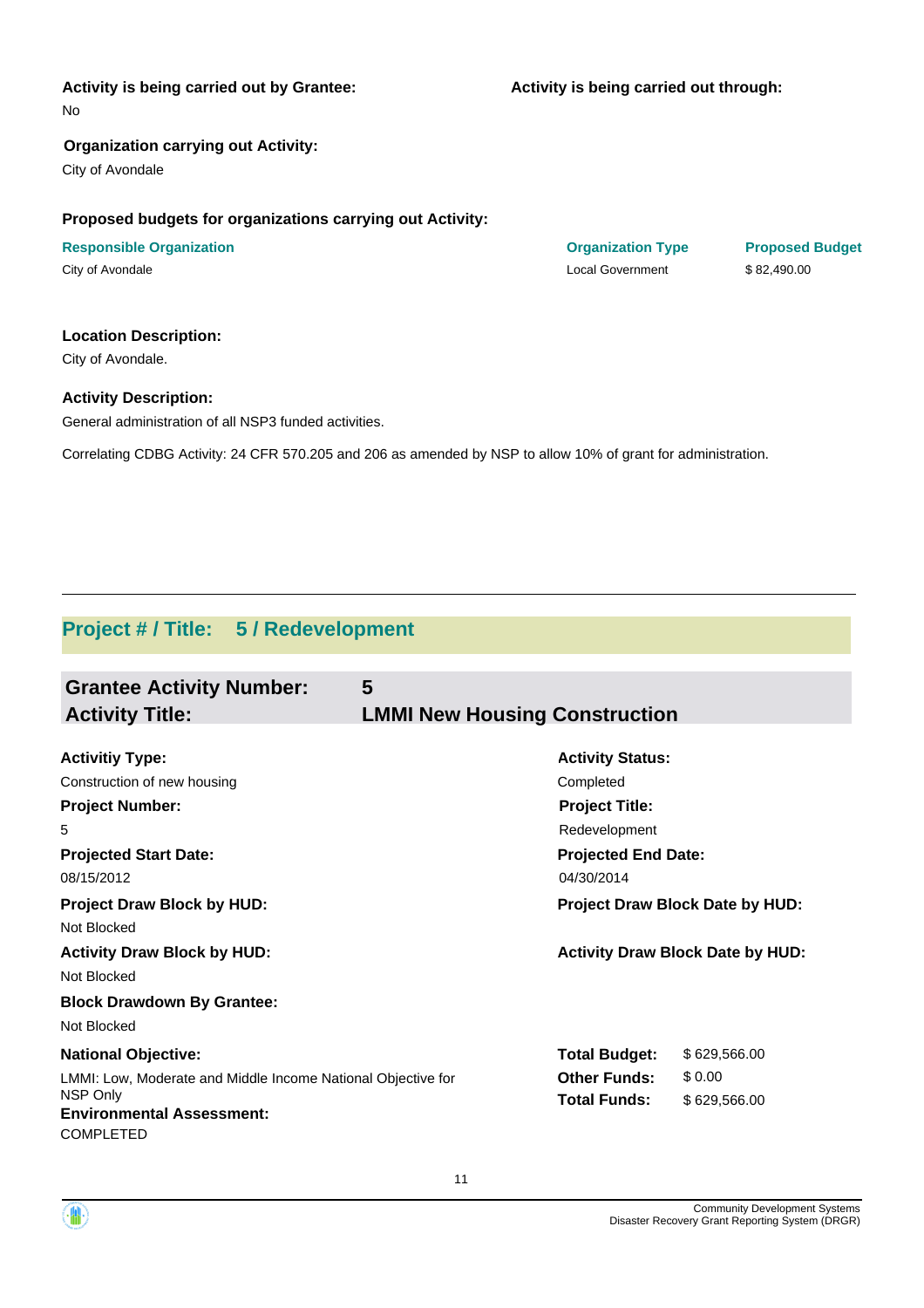**Activity is being carried out by Grantee:**

No

**Activity is being carried out through:**

**Organization carrying out Activity:**

City of Avondale

**Proposed budgets for organizations carrying out Activity:**

| Responsible Organization | Organization Type | Proposed Budget |
| --- | --- | --- |
| City of Avondale | Local Government | $ 82,490.00 |

**Location Description:**

City of Avondale.

**Activity Description:**

General administration of all NSP3 funded activities.

Correlating CDBG Activity: 24 CFR 570.205 and 206 as amended by NSP to allow 10% of grant for administration.

---

## Project # / Title: 5 / Redevelopment

### Grantee Activity Number: 5
### Activity Title: LMMI New Housing Construction

**Activitiy Type:**
Construction of new housing

**Activity Status:**
Completed

**Project Number:**
5

**Project Title:**
Redevelopment

**Projected Start Date:**
08/15/2012

**Projected End Date:**
04/30/2014

**Project Draw Block by HUD:**
Not Blocked

**Project Draw Block Date by HUD:**

**Activity Draw Block by HUD:**
Not Blocked

**Activity Draw Block Date by HUD:**

**Block Drawdown By Grantee:**
Not Blocked

**National Objective:**
LMMI: Low, Moderate and Middle Income National Objective for NSP Only

**Total Budget:** $ 629,566.00
**Other Funds:** $ 0.00
**Total Funds:** $ 629,566.00

**Environmental Assessment:**
COMPLETED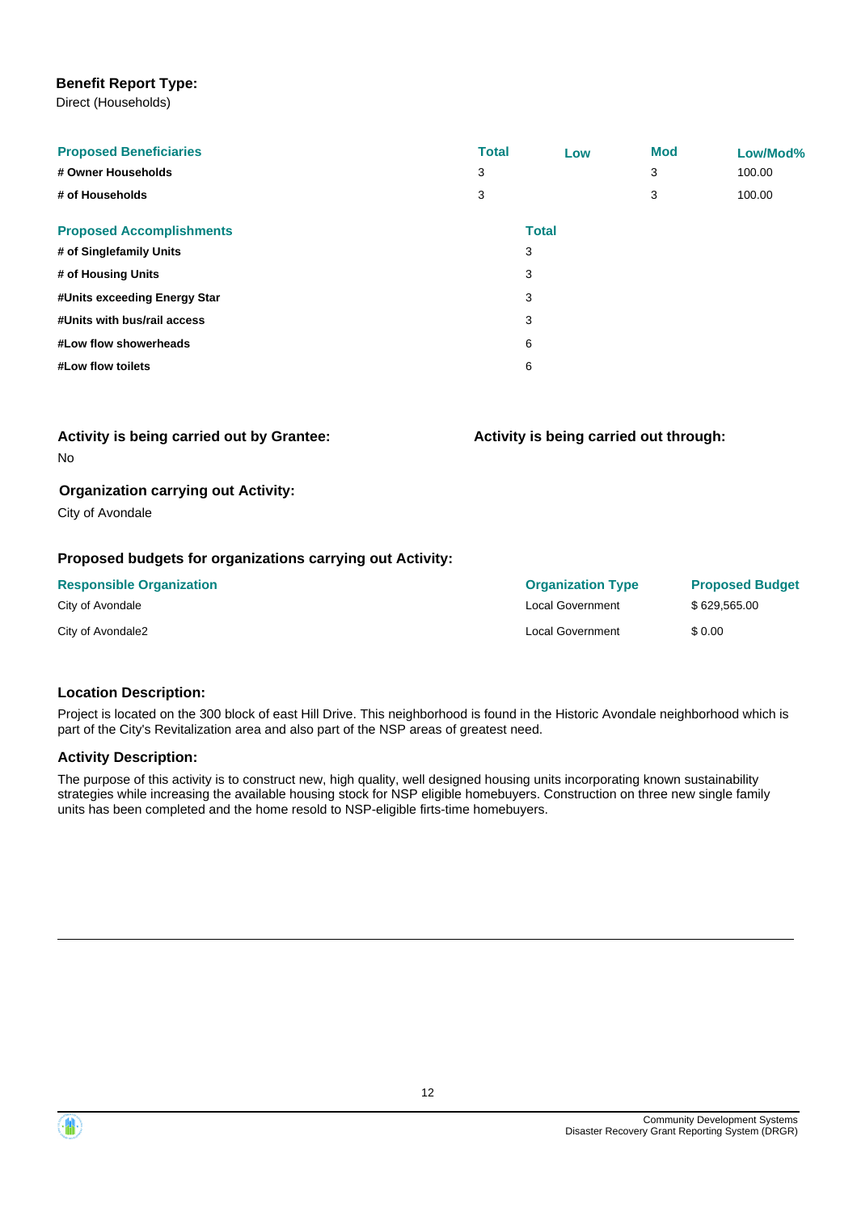**Benefit Report Type:**
Direct (Households)

| Proposed Beneficiaries | Total | Low | Mod | Low/Mod% |
|---|---|---|---|---|
| # Owner Households | 3 | | 3 | 100.00 |
| # of Households | 3 | | 3 | 100.00 |

| Proposed Accomplishments | Total |
|---|---|
| # of Singlefamily Units | 3 |
| # of Housing Units | 3 |
| #Units exceeding Energy Star | 3 |
| #Units with bus/rail access | 3 |
| #Low flow showerheads | 6 |
| #Low flow toilets | 6 |

**Activity is being carried out by Grantee:**
No

**Activity is being carried out through:**

**Organization carrying out Activity:**
City of Avondale

**Proposed budgets for organizations carrying out Activity:**

| Responsible Organization | Organization Type | Proposed Budget |
|---|---|---|
| City of Avondale | Local Government | $ 629,565.00 |
| City of Avondale2 | Local Government | $ 0.00 |

**Location Description:**

Project is located on the 300 block of east Hill Drive. This neighborhood is found in the Historic Avondale neighborhood which is part of the City's Revitalization area and also part of the NSP areas of greatest need.

**Activity Description:**

The purpose of this activity is to construct new, high quality, well designed housing units incorporating known sustainability strategies while increasing the available housing stock for NSP eligible homebuyers. Construction on three new single family units has been completed and the home resold to NSP-eligible firts-time homebuyers.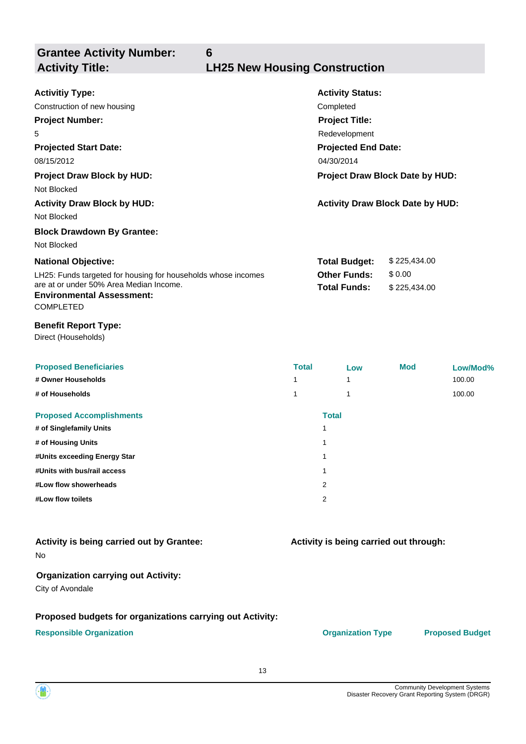## Grantee Activity Number: 6
## Activity Title: LH25 New Housing Construction

**Activitiy Type:**
Construction of new housing

**Activity Status:**
Completed

**Project Number:**
5

**Project Title:**
Redevelopment

**Projected Start Date:**
08/15/2012

**Projected End Date:**
04/30/2014

**Project Draw Block by HUD:**
Not Blocked

**Project Draw Block Date by HUD:**

**Activity Draw Block by HUD:**
Not Blocked

**Activity Draw Block Date by HUD:**

**Block Drawdown By Grantee:**
Not Blocked

**National Objective:**
LH25: Funds targeted for housing for households whose incomes are at or under 50% Area Median Income.

**Total Budget:** $ 225,434.00
**Other Funds:** $ 0.00
**Total Funds:** $ 225,434.00

**Environmental Assessment:**
COMPLETED

**Benefit Report Type:**
Direct (Households)

| Proposed Beneficiaries | Total | Low | Mod | Low/Mod% |
|---|---|---|---|---|
| # Owner Households | 1 | 1 | | 100.00 |
| # of Households | 1 | 1 | | 100.00 |

| Proposed Accomplishments | Total |
|---|---|
| # of Singlefamily Units | 1 |
| # of Housing Units | 1 |
| #Units exceeding Energy Star | 1 |
| #Units with bus/rail access | 1 |
| #Low flow showerheads | 2 |
| #Low flow toilets | 2 |

**Activity is being carried out by Grantee:**
No

**Activity is being carried out through:**

**Organization carrying out Activity:**
City of Avondale

**Proposed budgets for organizations carrying out Activity:**

| Responsible Organization | Organization Type | Proposed Budget |
|---|---|---|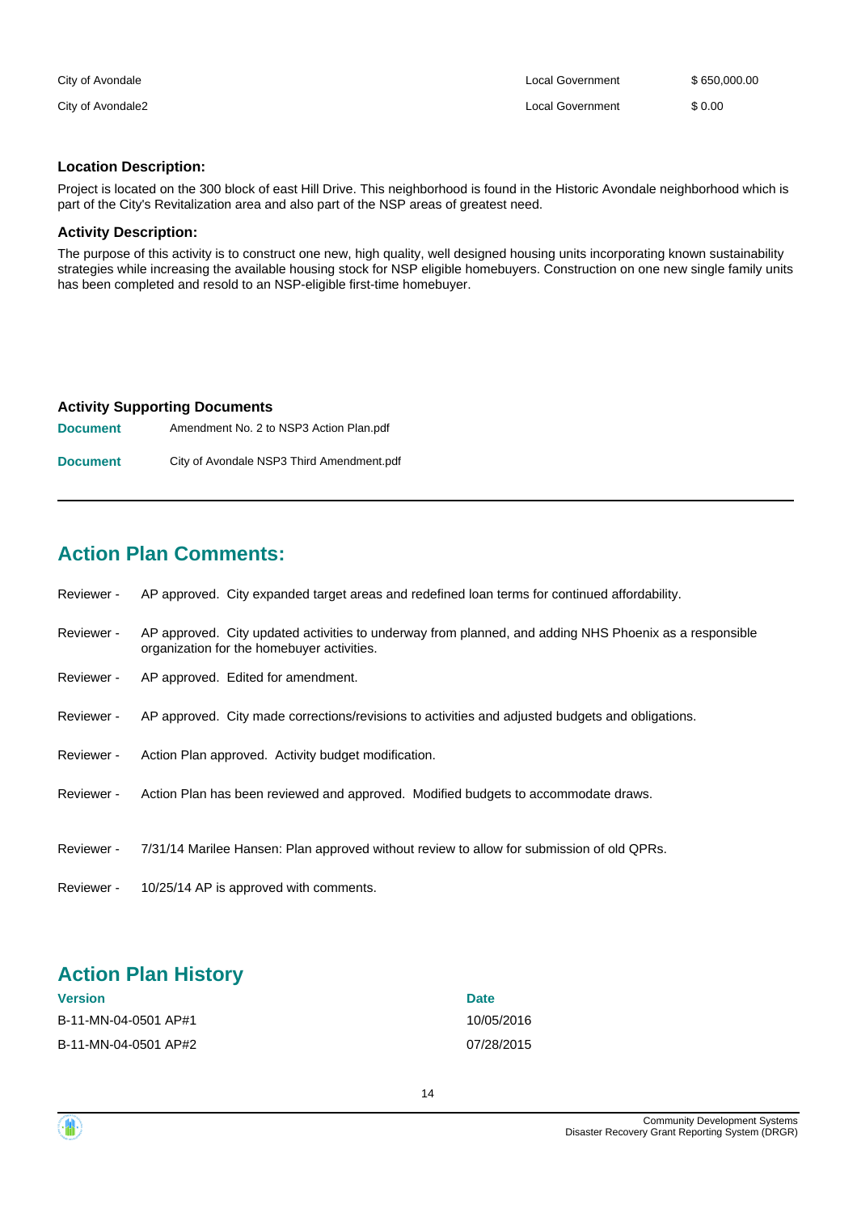| | | |
|---|---|---|
| City of Avondale | Local Government | $ 650,000.00 |
| City of Avondale2 | Local Government | $ 0.00 |

**Location Description:**

Project is located on the 300 block of east Hill Drive. This neighborhood is found in the Historic Avondale neighborhood which is part of the City's Revitalization area and also part of the NSP areas of greatest need.

**Activity Description:**

The purpose of this activity is to construct one new, high quality, well designed housing units incorporating known sustainability strategies while increasing the available housing stock for NSP eligible homebuyers. Construction on one new single family units has been completed and resold to an NSP-eligible first-time homebuyer.

**Activity Supporting Documents**

| | |
|---|---|
| **Document** | Amendment No. 2 to NSP3 Action Plan.pdf |
| **Document** | City of Avondale NSP3 Third Amendment.pdf |

## Action Plan Comments:

Reviewer - AP approved. City expanded target areas and redefined loan terms for continued affordability.

Reviewer - AP approved. City updated activities to underway from planned, and adding NHS Phoenix as a responsible organization for the homebuyer activities.

Reviewer - AP approved. Edited for amendment.

Reviewer - AP approved. City made corrections/revisions to activities and adjusted budgets and obligations.

Reviewer - Action Plan approved. Activity budget modification.

Reviewer - Action Plan has been reviewed and approved. Modified budgets to accommodate draws.

Reviewer - 7/31/14 Marilee Hansen: Plan approved without review to allow for submission of old QPRs.

Reviewer - 10/25/14 AP is approved with comments.

## Action Plan History

| Version | Date |
|---|---|
| B-11-MN-04-0501 AP#1 | 10/05/2016 |
| B-11-MN-04-0501 AP#2 | 07/28/2015 |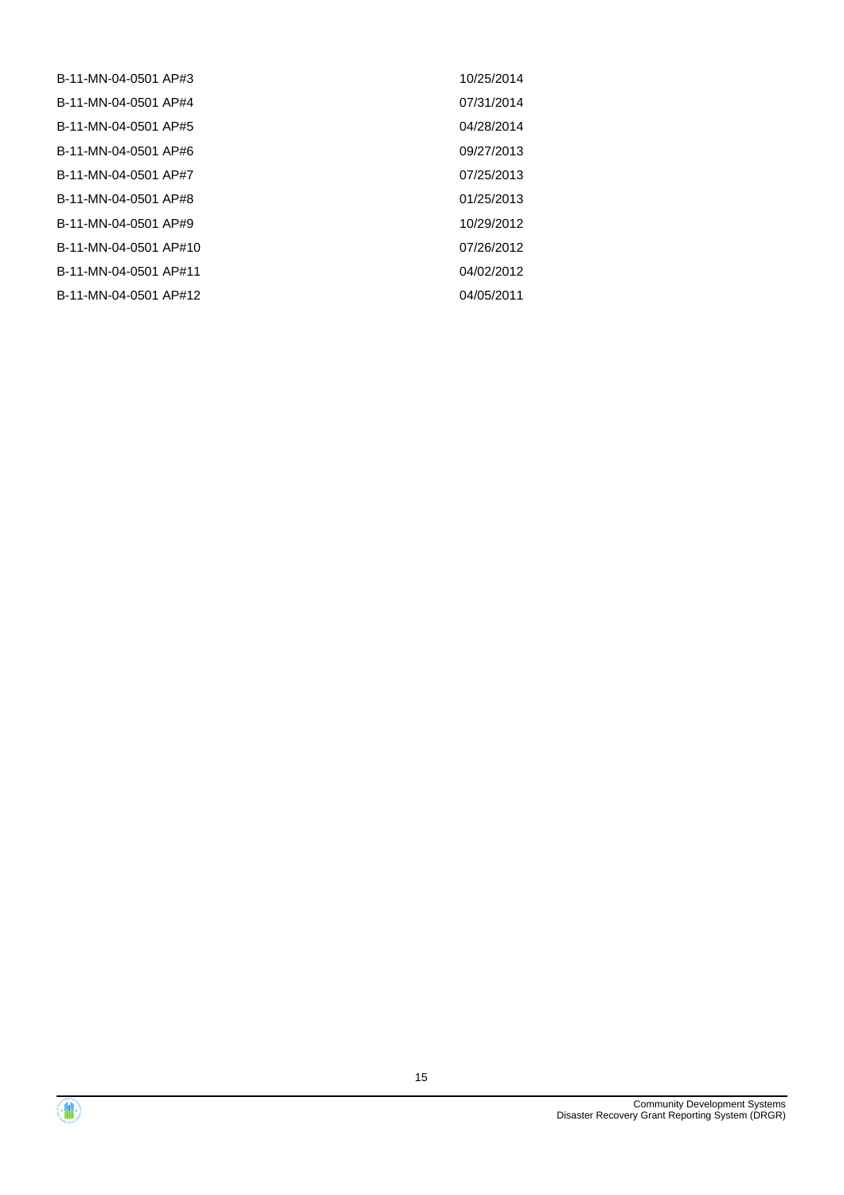| | |
|---|---|
| B-11-MN-04-0501 AP#3 | 10/25/2014 |
| B-11-MN-04-0501 AP#4 | 07/31/2014 |
| B-11-MN-04-0501 AP#5 | 04/28/2014 |
| B-11-MN-04-0501 AP#6 | 09/27/2013 |
| B-11-MN-04-0501 AP#7 | 07/25/2013 |
| B-11-MN-04-0501 AP#8 | 01/25/2013 |
| B-11-MN-04-0501 AP#9 | 10/29/2012 |
| B-11-MN-04-0501 AP#10 | 07/26/2012 |
| B-11-MN-04-0501 AP#11 | 04/02/2012 |
| B-11-MN-04-0501 AP#12 | 04/05/2011 |